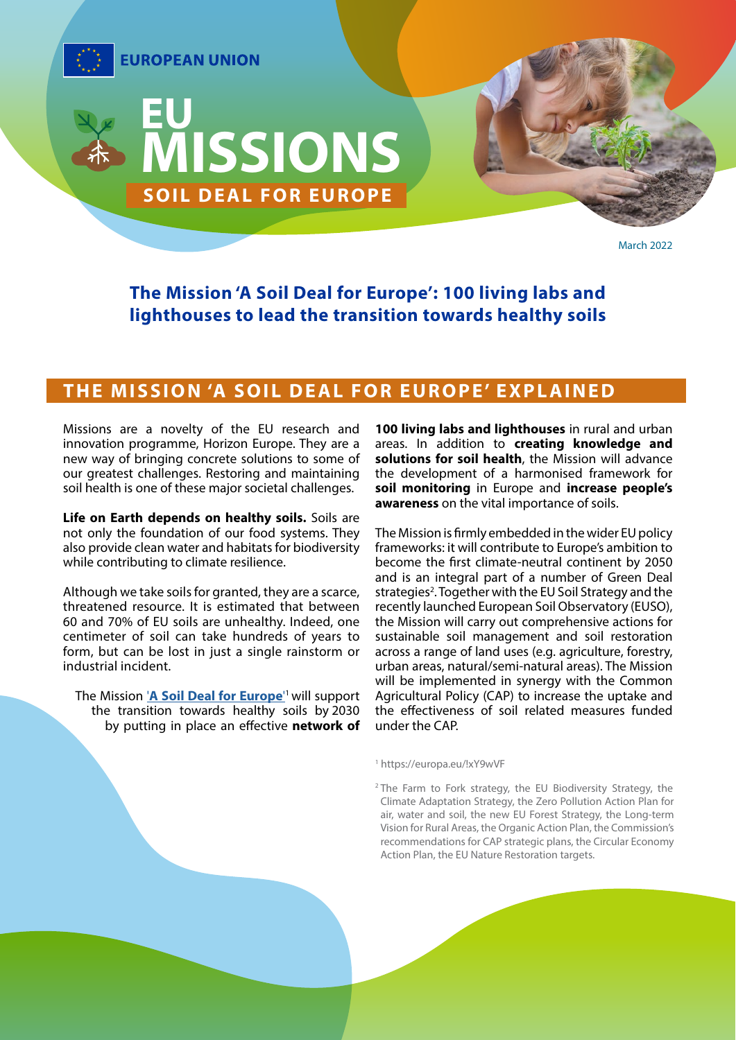EUROPEAN UNION

# EU MISSIONS

SOIL DEAL FOR EUROPE

March 2022

## The Mission 'A Soil Deal for Europe': 100 living labs and lighthouses to lead the transition towards healthy soils

## THE MISSION 'A SOIL DEAL FOR EUROPE' EXPLAINED

Missions are a novelty of the EU research and innovation programme, Horizon Europe. They are a new way of bringing concrete solutions to some of our greatest challenges. Restoring and maintaining soil health is one of these major societal challenges.

**Life on Earth depends on healthy soils.** Soils are not only the foundation of our food systems. They also provide clean water and habitats for biodiversity while contributing to climate resilience.

Although we take soils for granted, they are a scarce, threatened resource. It is estimated that between 60 and 70% of EU soils are unhealthy. Indeed, one centimeter of soil can take hundreds of years to form, but can be lost in just a single rainstorm or industrial incident.

The Mission '**A Soil Deal for Europe**'[1] will support the transition towards healthy soils by 2030 by putting in place an effective **network of 100 living labs and lighthouses** in rural and urban areas. In addition to **creating knowledge and solutions for soil health**, the Mission will advance the development of a harmonised framework for **soil monitoring** in Europe and **increase people's awareness** on the vital importance of soils.

The Mission is firmly embedded in the wider EU policy frameworks: it will contribute to Europe's ambition to become the first climate-neutral continent by 2050 and is an integral part of a number of Green Deal strategies[2]. Together with the EU Soil Strategy and the recently launched European Soil Observatory (EUSO), the Mission will carry out comprehensive actions for sustainable soil management and soil restoration across a range of land uses (e.g. agriculture, forestry, urban areas, natural/semi-natural areas). The Mission will be implemented in synergy with the Common Agricultural Policy (CAP) to increase the uptake and the effectiveness of soil related measures funded under the CAP.

[1] https://europa.eu/!xY9wVF

[2] The Farm to Fork strategy, the EU Biodiversity Strategy, the Climate Adaptation Strategy, the Zero Pollution Action Plan for air, water and soil, the new EU Forest Strategy, the Long-term Vision for Rural Areas, the Organic Action Plan, the Commission's recommendations for CAP strategic plans, the Circular Economy Action Plan, the EU Nature Restoration targets.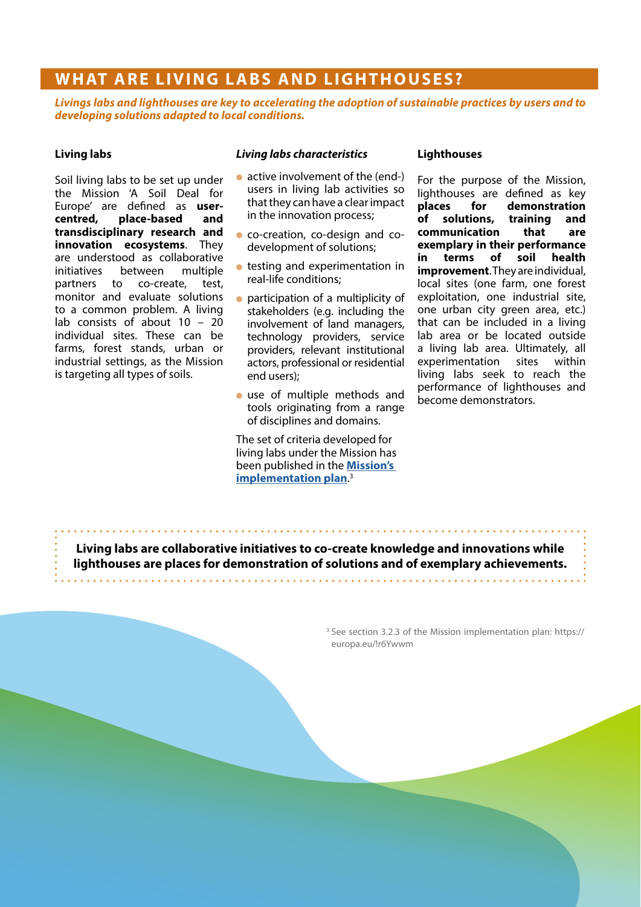## WHAT ARE LIVING LABS AND LIGHTHOUSES?

***Livings labs and lighthouses are key to accelerating the adoption of sustainable practices by users and to developing solutions adapted to local conditions.***

### Living labs

Soil living labs to be set up under the Mission 'A Soil Deal for Europe' are defined as **user-centred, place-based and transdisciplinary research and innovation ecosystems**. They are understood as collaborative initiatives between multiple partners to co-create, test, monitor and evaluate solutions to a common problem. A living lab consists of about 10 – 20 individual sites. These can be farms, forest stands, urban or industrial settings, as the Mission is targeting all types of soils.

### *Living labs characteristics*

- active involvement of the (end-) users in living lab activities so that they can have a clear impact in the innovation process;
- co-creation, co-design and co-development of solutions;
- testing and experimentation in real-life conditions;
- participation of a multiplicity of stakeholders (e.g. including the involvement of land managers, technology providers, service providers, relevant institutional actors, professional or residential end users);
- use of multiple methods and tools originating from a range of disciplines and domains.

The set of criteria developed for living labs under the Mission has been published in the **Mission's implementation plan**.[3]

### Lighthouses

For the purpose of the Mission, lighthouses are defined as key **places for demonstration of solutions, training and communication that are exemplary in their performance in terms of soil health improvement**. They are individual, local sites (one farm, one forest exploitation, one industrial site, one urban city green area, etc.) that can be included in a living lab area or be located outside a living lab area. Ultimately, all experimentation sites within living labs seek to reach the performance of lighthouses and become demonstrators.

**Living labs are collaborative initiatives to co-create knowledge and innovations while lighthouses are places for demonstration of solutions and of exemplary achievements.**

[3] See section 3.2.3 of the Mission implementation plan: https://europa.eu/!r6Ywwm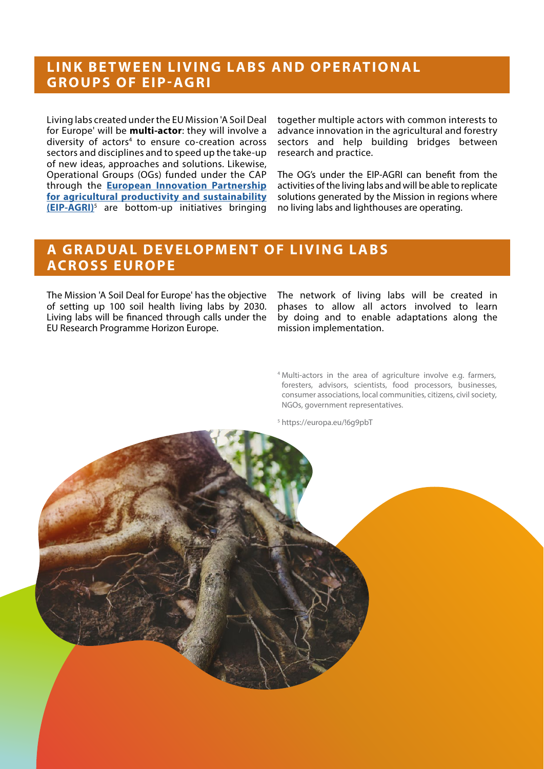## LINK BETWEEN LIVING LABS AND OPERATIONAL GROUPS OF EIP-AGRI

Living labs created under the EU Mission 'A Soil Deal for Europe' will be **multi-actor**: they will involve a diversity of actors[4] to ensure co-creation across sectors and disciplines and to speed up the take-up of new ideas, approaches and solutions. Likewise, Operational Groups (OGs) funded under the CAP through the **European Innovation Partnership for agricultural productivity and sustainability (EIP-AGRI)**[5] are bottom-up initiatives bringing together multiple actors with common interests to advance innovation in the agricultural and forestry sectors and help building bridges between research and practice.

The OG's under the EIP-AGRI can benefit from the activities of the living labs and will be able to replicate solutions generated by the Mission in regions where no living labs and lighthouses are operating.

## A GRADUAL DEVELOPMENT OF LIVING LABS ACROSS EUROPE

The Mission 'A Soil Deal for Europe' has the objective of setting up 100 soil health living labs by 2030. Living labs will be financed through calls under the EU Research Programme Horizon Europe.

The network of living labs will be created in phases to allow all actors involved to learn by doing and to enable adaptations along the mission implementation.

[4] Multi-actors in the area of agriculture involve e.g. farmers, foresters, advisors, scientists, food processors, businesses, consumer associations, local communities, citizens, civil society, NGOs, government representatives.

[5] https://europa.eu/!6g9pbT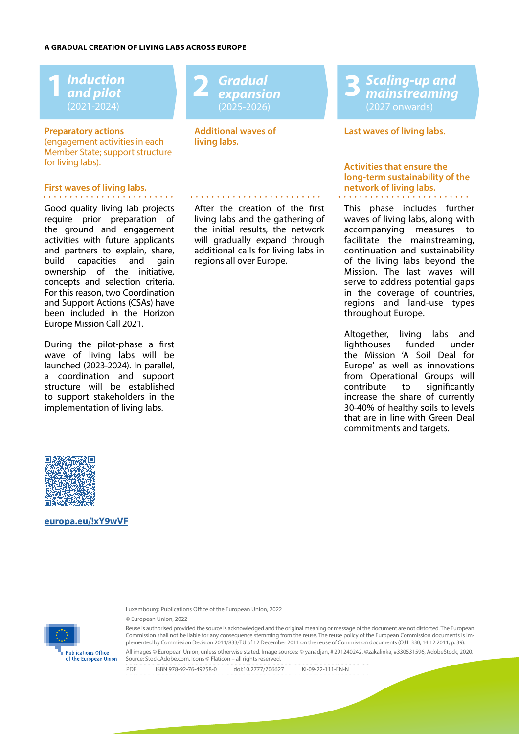**A GRADUAL CREATION OF LIVING LABS ACROSS EUROPE**

## 1 *Induction and pilot* (2021-2024)

**Preparatory actions** (engagement activities in each Member State; support structure for living labs).

**First waves of living labs.**

Good quality living lab projects require prior preparation of the ground and engagement activities with future applicants and partners to explain, share, build capacities and gain ownership of the initiative, concepts and selection criteria. For this reason, two Coordination and Support Actions (CSAs) have been included in the Horizon Europe Mission Call 2021.

During the pilot-phase a first wave of living labs will be launched (2023-2024). In parallel, a coordination and support structure will be established to support stakeholders in the implementation of living labs.

## 2 *Gradual expansion* (2025-2026)

**Additional waves of living labs.**

After the creation of the first living labs and the gathering of the initial results, the network will gradually expand through additional calls for living labs in regions all over Europe.

## 3 *Scaling-up and mainstreaming* (2027 onwards)

**Last waves of living labs.**

**Activities that ensure the long-term sustainability of the network of living labs.**

This phase includes further waves of living labs, along with accompanying measures to facilitate the mainstreaming, continuation and sustainability of the living labs beyond the Mission. The last waves will serve to address potential gaps in the coverage of countries, regions and land-use types throughout Europe.

Altogether, living labs and lighthouses funded under the Mission 'A Soil Deal for Europe' as well as innovations from Operational Groups will contribute to significantly increase the share of currently 30-40% of healthy soils to levels that are in line with Green Deal commitments and targets.

**europa.eu/!xY9wVF**

Luxembourg: Publications Office of the European Union, 2022

© European Union, 2022

Reuse is authorised provided the source is acknowledged and the original meaning or message of the document are not distorted. The European Commission shall not be liable for any consequence stemming from the reuse. The reuse policy of the European Commission documents is implemented by Commission Decision 2011/833/EU of 12 December 2011 on the reuse of Commission documents (OJ L 330, 14.12.2011, p. 39).

All images © European Union, unless otherwise stated. Image sources: © yanadjan, # 291240242, ©zakalinka, #330531596, AdobeStock, 2020. Source: Stock.Adobe.com. Icons © Flaticon – all rights reserved.

PDF ISBN 978-92-76-49258-0 doi:10.2777/706627 KI-09-22-111-EN-N

Publications Office of the European Union